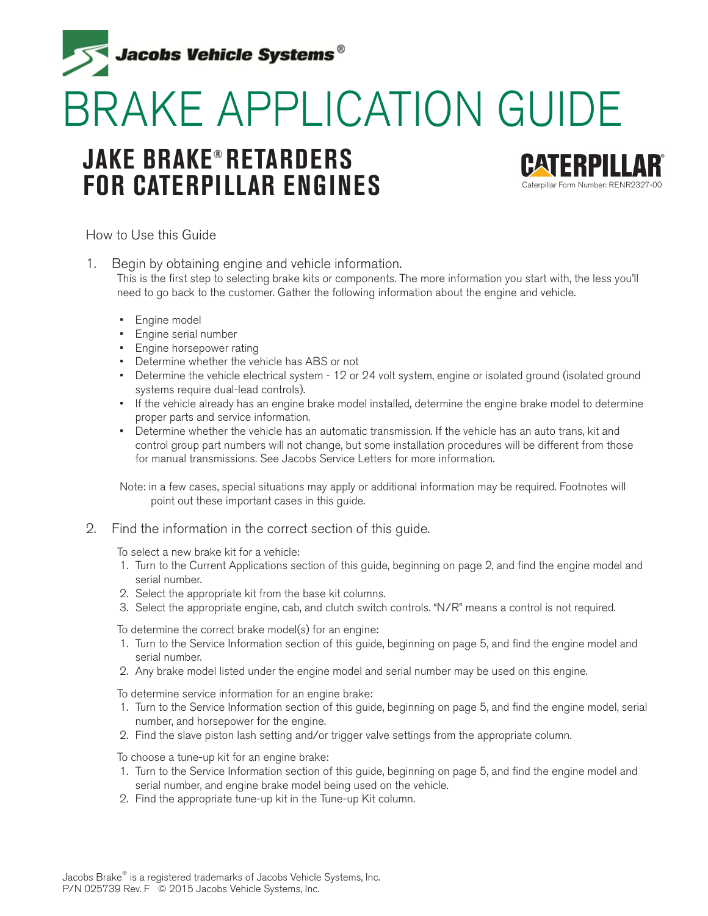Jacobs Vehicle Systems®

# BRAKE APPLICATION GUIDE

## JAKE BRAKE® RETARDERS FOR CATERPILLAR ENGINES

CATERPILLAR®

Caterpillar Form Number: RENR2327-00

How to Use this Guide

1. Begin by obtaining engine and vehicle information.

   This is the first step to selecting brake kits or components. The more information you start with, the less you'll need to go back to the customer. Gather the following information about the engine and vehicle.

   - Engine model
   - Engine serial number
   - Engine horsepower rating
   - Determine whether the vehicle has ABS or not
   - Determine the vehicle electrical system - 12 or 24 volt system, engine or isolated ground (isolated ground systems require dual-lead controls).
   - If the vehicle already has an engine brake model installed, determine the engine brake model to determine proper parts and service information.
   - Determine whether the vehicle has an automatic transmission. If the vehicle has an auto trans, kit and control group part numbers will not change, but some installation procedures will be different from those for manual transmissions. See Jacobs Service Letters for more information.

   Note: in a few cases, special situations may apply or additional information may be required. Footnotes will point out these important cases in this guide.

2. Find the information in the correct section of this guide.

   To select a new brake kit for a vehicle:
   1. Turn to the Current Applications section of this guide, beginning on page 2, and find the engine model and serial number.
   2. Select the appropriate kit from the base kit columns.
   3. Select the appropriate engine, cab, and clutch switch controls. "N/R" means a control is not required.

   To determine the correct brake model(s) for an engine:
   1. Turn to the Service Information section of this guide, beginning on page 5, and find the engine model and serial number.
   2. Any brake model listed under the engine model and serial number may be used on this engine.

   To determine service information for an engine brake:
   1. Turn to the Service Information section of this guide, beginning on page 5, and find the engine model, serial number, and horsepower for the engine.
   2. Find the slave piston lash setting and/or trigger valve settings from the appropriate column.

   To choose a tune-up kit for an engine brake:
   1. Turn to the Service Information section of this guide, beginning on page 5, and find the engine model and serial number, and engine brake model being used on the vehicle.
   2. Find the appropriate tune-up kit in the Tune-up Kit column.

Jacobs Brake® is a registered trademarks of Jacobs Vehicle Systems, Inc.
P/N 025739 Rev. F © 2015 Jacobs Vehicle Systems, Inc.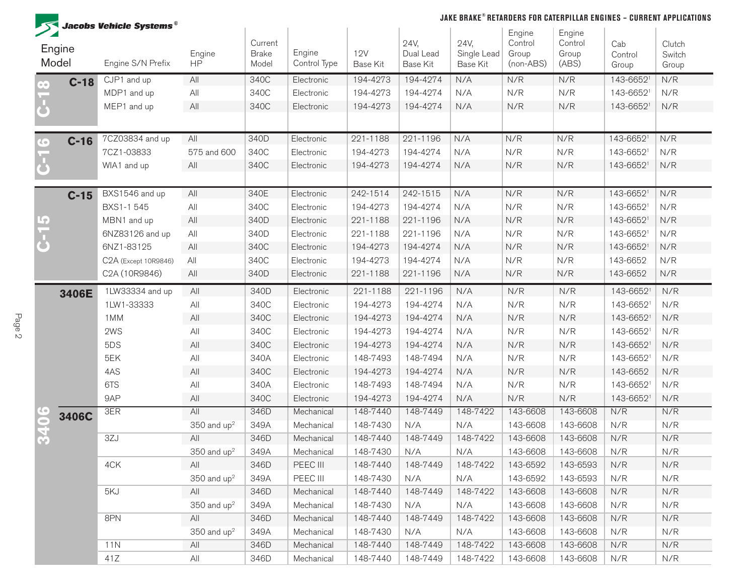# JAKE BRAKE® RETARDERS FOR CATERPILLAR ENGINES – CURRENT APPLICATIONS

| Engine Model | | Engine S/N Prefix | Engine HP | Current Brake Model | Engine Control Type | 12V Base Kit | 24V, Dual Lead Base Kit | 24V, Single Lead Base Kit | Engine Control Group (non-ABS) | Engine Control Group (ABS) | Cab Control Group | Clutch Switch Group |
|---|---|---|---|---|---|---|---|---|---|---|---|---|
| C-18 | C-18 | CJP1 and up | All | 340C | Electronic | 194-4273 | 194-4274 | N/A | N/R | N/R | 143-6652[1] | N/R |
| | | MDP1 and up | All | 340C | Electronic | 194-4273 | 194-4274 | N/A | N/R | N/R | 143-6652[1] | N/R |
| | | MEP1 and up | All | 340C | Electronic | 194-4273 | 194-4274 | N/A | N/R | N/R | 143-6652[1] | N/R |
| C-16 | C-16 | 7CZ03834 and up | All | 340D | Electronic | 221-1188 | 221-1196 | N/A | N/R | N/R | 143-6652[1] | N/R |
| | | 7CZ1-03833 | 575 and 600 | 340C | Electronic | 194-4273 | 194-4274 | N/A | N/R | N/R | 143-6652[1] | N/R |
| | | WIA1 and up | All | 340C | Electronic | 194-4273 | 194-4274 | N/A | N/R | N/R | 143-6652[1] | N/R |
| C-15 | C-15 | BXS1546 and up | All | 340E | Electronic | 242-1514 | 242-1515 | N/A | N/R | N/R | 143-6652[1] | N/R |
| | | BXS1-1 545 | All | 340C | Electronic | 194-4273 | 194-4274 | N/A | N/R | N/R | 143-6652[1] | N/R |
| | | MBN1 and up | All | 340D | Electronic | 221-1188 | 221-1196 | N/A | N/R | N/R | 143-6652[1] | N/R |
| | | 6NZ83126 and up | All | 340D | Electronic | 221-1188 | 221-1196 | N/A | N/R | N/R | 143-6652[1] | N/R |
| | | 6NZ1-83125 | All | 340C | Electronic | 194-4273 | 194-4274 | N/A | N/R | N/R | 143-6652[1] | N/R |
| | | C2A (Except 10R9846) | All | 340C | Electronic | 194-4273 | 194-4274 | N/A | N/R | N/R | 143-6652 | N/R |
| | | C2A (10R9846) | All | 340D | Electronic | 221-1188 | 221-1196 | N/A | N/R | N/R | 143-6652 | N/R |
| 3406 | 3406E | 1LW33334 and up | All | 340D | Electronic | 221-1188 | 221-1196 | N/A | N/R | N/R | 143-6652[1] | N/R |
| | | 1LW1-33333 | All | 340C | Electronic | 194-4273 | 194-4274 | N/A | N/R | N/R | 143-6652[1] | N/R |
| | | 1MM | All | 340C | Electronic | 194-4273 | 194-4274 | N/A | N/R | N/R | 143-6652[1] | N/R |
| | | 2WS | All | 340C | Electronic | 194-4273 | 194-4274 | N/A | N/R | N/R | 143-6652[1] | N/R |
| | | 5DS | All | 340C | Electronic | 194-4273 | 194-4274 | N/A | N/R | N/R | 143-6652[1] | N/R |
| | | 5EK | All | 340A | Electronic | 148-7493 | 148-7494 | N/A | N/R | N/R | 143-6652[1] | N/R |
| | | 4AS | All | 340C | Electronic | 194-4273 | 194-4274 | N/A | N/R | N/R | 143-6652 | N/R |
| | | 6TS | All | 340A | Electronic | 148-7493 | 148-7494 | N/A | N/R | N/R | 143-6652[1] | N/R |
| | | 9AP | All | 340C | Electronic | 194-4273 | 194-4274 | N/A | N/R | N/R | 143-6652[1] | N/R |
| | 3406C | 3ER | All | 346D | Mechanical | 148-7440 | 148-7449 | 148-7422 | 143-6608 | 143-6608 | N/R | N/R |
| | | | 350 and up[2] | 349A | Mechanical | 148-7430 | N/A | N/A | 143-6608 | 143-6608 | N/R | N/R |
| | | 3ZJ | All | 346D | Mechanical | 148-7440 | 148-7449 | 148-7422 | 143-6608 | 143-6608 | N/R | N/R |
| | | | 350 and up[2] | 349A | Mechanical | 148-7430 | N/A | N/A | 143-6608 | 143-6608 | N/R | N/R |
| | | 4CK | All | 346D | PEEC III | 148-7440 | 148-7449 | 148-7422 | 143-6592 | 143-6593 | N/R | N/R |
| | | | 350 and up[2] | 349A | PEEC III | 148-7430 | N/A | N/A | 143-6592 | 143-6593 | N/R | N/R |
| | | 5KJ | All | 346D | Mechanical | 148-7440 | 148-7449 | 148-7422 | 143-6608 | 143-6608 | N/R | N/R |
| | | | 350 and up[2] | 349A | Mechanical | 148-7430 | N/A | N/A | 143-6608 | 143-6608 | N/R | N/R |
| | | 8PN | All | 346D | Mechanical | 148-7440 | 148-7449 | 148-7422 | 143-6608 | 143-6608 | N/R | N/R |
| | | | 350 and up[2] | 349A | Mechanical | 148-7430 | N/A | N/A | 143-6608 | 143-6608 | N/R | N/R |
| | | 11N | All | 346D | Mechanical | 148-7440 | 148-7449 | 148-7422 | 143-6608 | 143-6608 | N/R | N/R |
| | | 41Z | All | 346D | Mechanical | 148-7440 | 148-7449 | 148-7422 | 143-6608 | 143-6608 | N/R | N/R |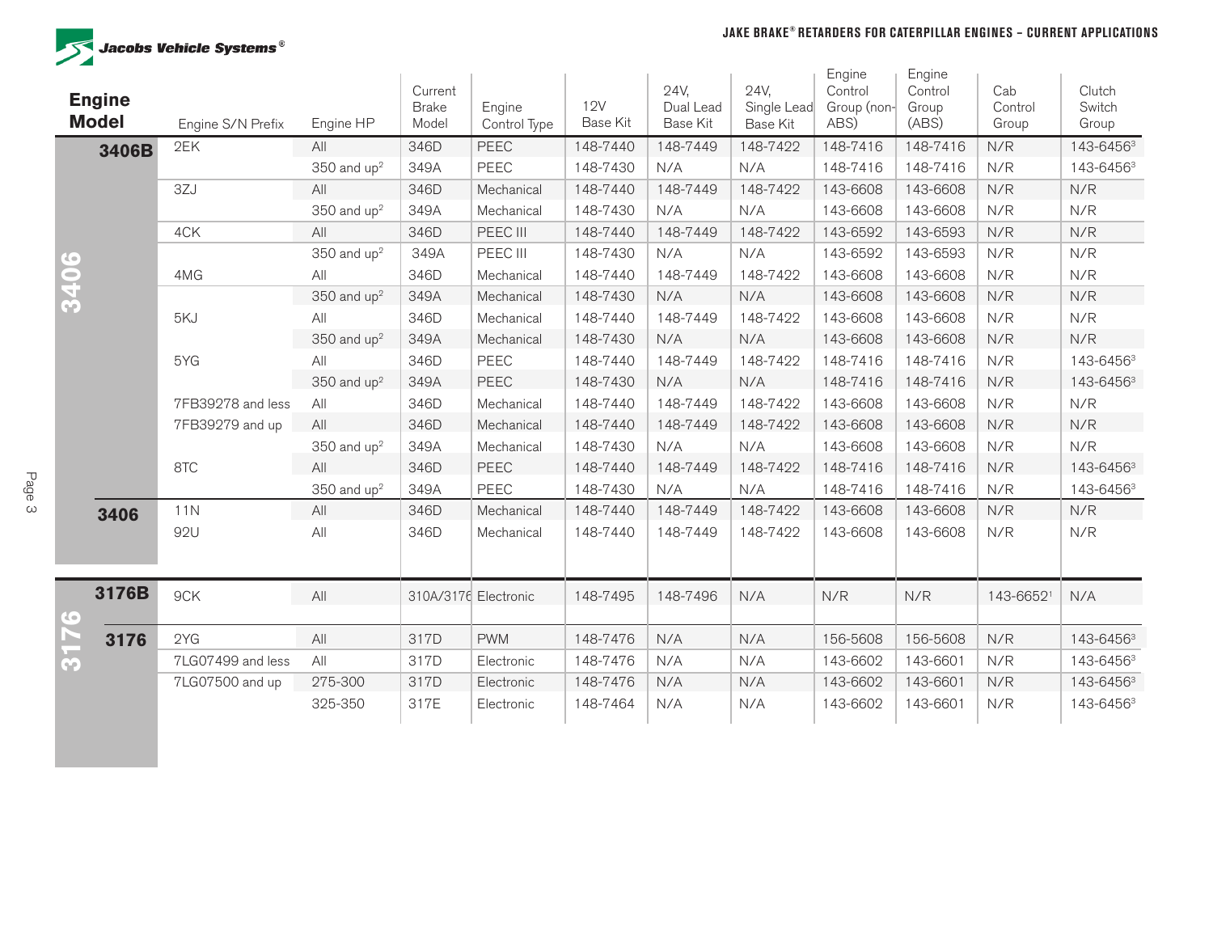# JAKE BRAKE® RETARDERS FOR CATERPILLAR ENGINES – CURRENT APPLICATIONS

| Engine Family | Engine Model | Engine S/N Prefix | Engine HP | Current Brake Model | Engine Control Type | 12V Base Kit | 24V, Dual Lead Base Kit | 24V, Single Lead Base Kit | Engine Control Group (non-ABS) | Engine Control Group (ABS) | Cab Control Group | Clutch Switch Group |
|---|---|---|---|---|---|---|---|---|---|---|---|---|
| 3406 | 3406B | 2EK | All | 346D | PEEC | 148-7440 | 148-7449 | 148-7422 | 148-7416 | 148-7416 | N/R | 143-6456[3] |
| | | | 350 and up[2] | 349A | PEEC | 148-7430 | N/A | N/A | 148-7416 | 148-7416 | N/R | 143-6456[3] |
| | | 3ZJ | All | 346D | Mechanical | 148-7440 | 148-7449 | 148-7422 | 143-6608 | 143-6608 | N/R | N/R |
| | | | 350 and up[2] | 349A | Mechanical | 148-7430 | N/A | N/A | 143-6608 | 143-6608 | N/R | N/R |
| | | 4CK | All | 346D | PEEC III | 148-7440 | 148-7449 | 148-7422 | 143-6592 | 143-6593 | N/R | N/R |
| | | | 350 and up[2] | 349A | PEEC III | 148-7430 | N/A | N/A | 143-6592 | 143-6593 | N/R | N/R |
| | | 4MG | All | 346D | Mechanical | 148-7440 | 148-7449 | 148-7422 | 143-6608 | 143-6608 | N/R | N/R |
| | | | 350 and up[2] | 349A | Mechanical | 148-7430 | N/A | N/A | 143-6608 | 143-6608 | N/R | N/R |
| | | 5KJ | All | 346D | Mechanical | 148-7440 | 148-7449 | 148-7422 | 143-6608 | 143-6608 | N/R | N/R |
| | | | 350 and up[2] | 349A | Mechanical | 148-7430 | N/A | N/A | 143-6608 | 143-6608 | N/R | N/R |
| | | 5YG | All | 346D | PEEC | 148-7440 | 148-7449 | 148-7422 | 148-7416 | 148-7416 | N/R | 143-6456[3] |
| | | | 350 and up[2] | 349A | PEEC | 148-7430 | N/A | N/A | 148-7416 | 148-7416 | N/R | 143-6456[3] |
| | | 7FB39278 and less | All | 346D | Mechanical | 148-7440 | 148-7449 | 148-7422 | 143-6608 | 143-6608 | N/R | N/R |
| | | 7FB39279 and up | All | 346D | Mechanical | 148-7440 | 148-7449 | 148-7422 | 143-6608 | 143-6608 | N/R | N/R |
| | | | 350 and up[2] | 349A | Mechanical | 148-7430 | N/A | N/A | 143-6608 | 143-6608 | N/R | N/R |
| | | 8TC | All | 346D | PEEC | 148-7440 | 148-7449 | 148-7422 | 148-7416 | 148-7416 | N/R | 143-6456[3] |
| | | | 350 and up[2] | 349A | PEEC | 148-7430 | N/A | N/A | 148-7416 | 148-7416 | N/R | 143-6456[3] |
| | 3406 | 11N | All | 346D | Mechanical | 148-7440 | 148-7449 | 148-7422 | 143-6608 | 143-6608 | N/R | N/R |
| | | 92U | All | 346D | Mechanical | 148-7440 | 148-7449 | 148-7422 | 143-6608 | 143-6608 | N/R | N/R |
| 3176 | 3176B | 9CK | All | 310A/3176 | Electronic | 148-7495 | 148-7496 | N/A | N/R | N/R | 143-6652[1] | N/A |
| | 3176 | 2YG | All | 317D | PWM | 148-7476 | N/A | N/A | 156-5608 | 156-5608 | N/R | 143-6456[3] |
| | | 7LG07499 and less | All | 317D | Electronic | 148-7476 | N/A | N/A | 143-6602 | 143-6601 | N/R | 143-6456[3] |
| | | 7LG07500 and up | 275-300 | 317D | Electronic | 148-7476 | N/A | N/A | 143-6602 | 143-6601 | N/R | 143-6456[3] |
| | | | 325-350 | 317E | Electronic | 148-7464 | N/A | N/A | 143-6602 | 143-6601 | N/R | 143-6456[3] |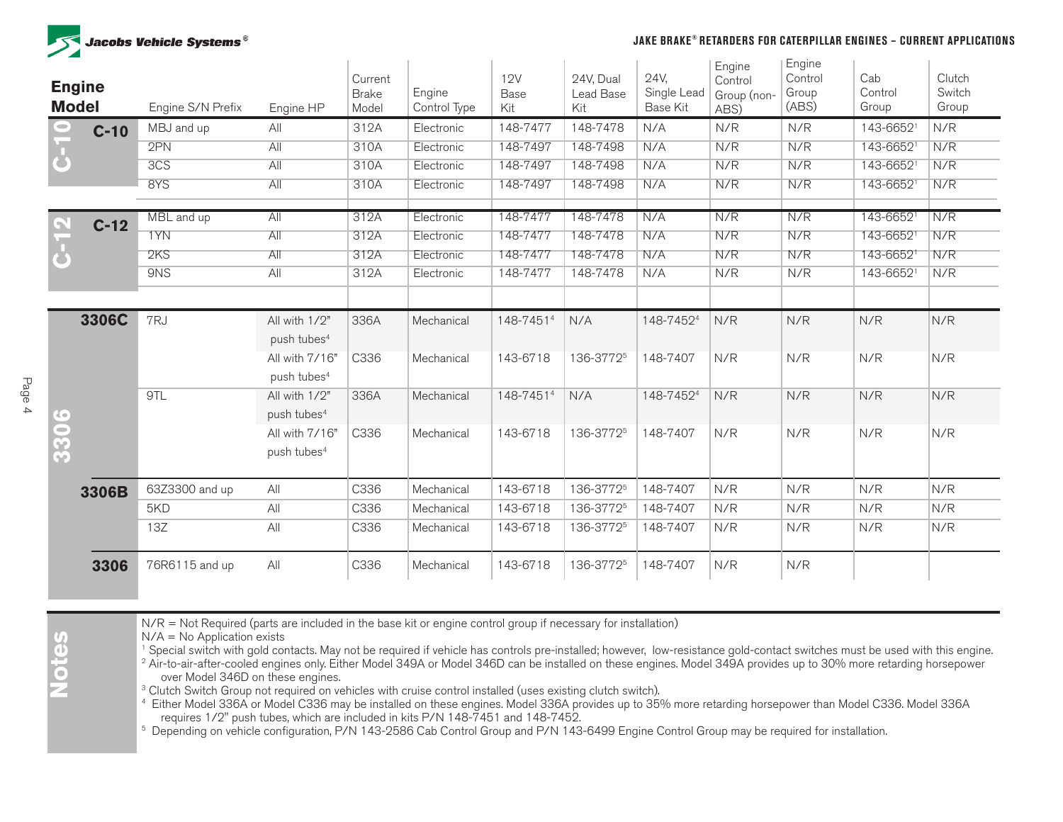| Engine Model | | Engine S/N Prefix | Engine HP | Current Brake Model | Engine Control Type | 12V Base Kit | 24V, Dual Lead Base Kit | 24V, Single Lead Base Kit | Engine Control Group (non-ABS) | Engine Control Group (ABS) | Cab Control Group | Clutch Switch Group |
|---|---|---|---|---|---|---|---|---|---|---|---|---|
| C-10 | C-10 | MBJ and up | All | 312A | Electronic | 148-7477 | 148-7478 | N/A | N/R | N/R | 143-6652[1] | N/R |
| | | 2PN | All | 310A | Electronic | 148-7497 | 148-7498 | N/A | N/R | N/R | 143-6652[1] | N/R |
| | | 3CS | All | 310A | Electronic | 148-7497 | 148-7498 | N/A | N/R | N/R | 143-6652[1] | N/R |
| | | 8YS | All | 310A | Electronic | 148-7497 | 148-7498 | N/A | N/R | N/R | 143-6652[1] | N/R |
| C-12 | C-12 | MBL and up | All | 312A | Electronic | 148-7477 | 148-7478 | N/A | N/R | N/R | 143-6652[1] | N/R |
| | | 1YN | All | 312A | Electronic | 148-7477 | 148-7478 | N/A | N/R | N/R | 143-6652[1] | N/R |
| | | 2KS | All | 312A | Electronic | 148-7477 | 148-7478 | N/A | N/R | N/R | 143-6652[1] | N/R |
| | | 9NS | All | 312A | Electronic | 148-7477 | 148-7478 | N/A | N/R | N/R | 143-6652[1] | N/R |
| 3306 | 3306C | 7RJ | All with 1/2" push tubes[4] | 336A | Mechanical | 148-7451[4] | N/A | 148-7452[4] | N/R | N/R | N/R | N/R |
| | | | All with 7/16" push tubes[4] | C336 | Mechanical | 143-6718 | 136-3772[5] | 148-7407 | N/R | N/R | N/R | N/R |
| | | 9TL | All with 1/2" push tubes[4] | 336A | Mechanical | 148-7451[4] | N/A | 148-7452[4] | N/R | N/R | N/R | N/R |
| | | | All with 7/16" push tubes[4] | C336 | Mechanical | 143-6718 | 136-3772[5] | 148-7407 | N/R | N/R | N/R | N/R |
| | 3306B | 63Z3300 and up | All | C336 | Mechanical | 143-6718 | 136-3772[5] | 148-7407 | N/R | N/R | N/R | N/R |
| | | 5KD | All | C336 | Mechanical | 143-6718 | 136-3772[5] | 148-7407 | N/R | N/R | N/R | N/R |
| | | 13Z | All | C336 | Mechanical | 143-6718 | 136-3772[5] | 148-7407 | N/R | N/R | N/R | N/R |
| | 3306 | 76R6115 and up | All | C336 | Mechanical | 143-6718 | 136-3772[5] | 148-7407 | N/R | N/R | | |

**Notes**

N/R = Not Required (parts are included in the base kit or engine control group if necessary for installation)
N/A = No Application exists

[1] Special switch with gold contacts. May not be required if vehicle has controls pre-installed; however, low-resistance gold-contact switches must be used with this engine.
[2] Air-to-air-after-cooled engines only. Either Model 349A or Model 346D can be installed on these engines. Model 349A provides up to 30% more retarding horsepower over Model 346D on these engines.
[3] Clutch Switch Group not required on vehicles with cruise control installed (uses existing clutch switch).
[4] Either Model 336A or Model C336 may be installed on these engines. Model 336A provides up to 35% more retarding horsepower than Model C336. Model 336A requires 1/2" push tubes, which are included in kits P/N 148-7451 and 148-7452.
[5] Depending on vehicle configuration, P/N 143-2586 Cab Control Group and P/N 143-6499 Engine Control Group may be required for installation.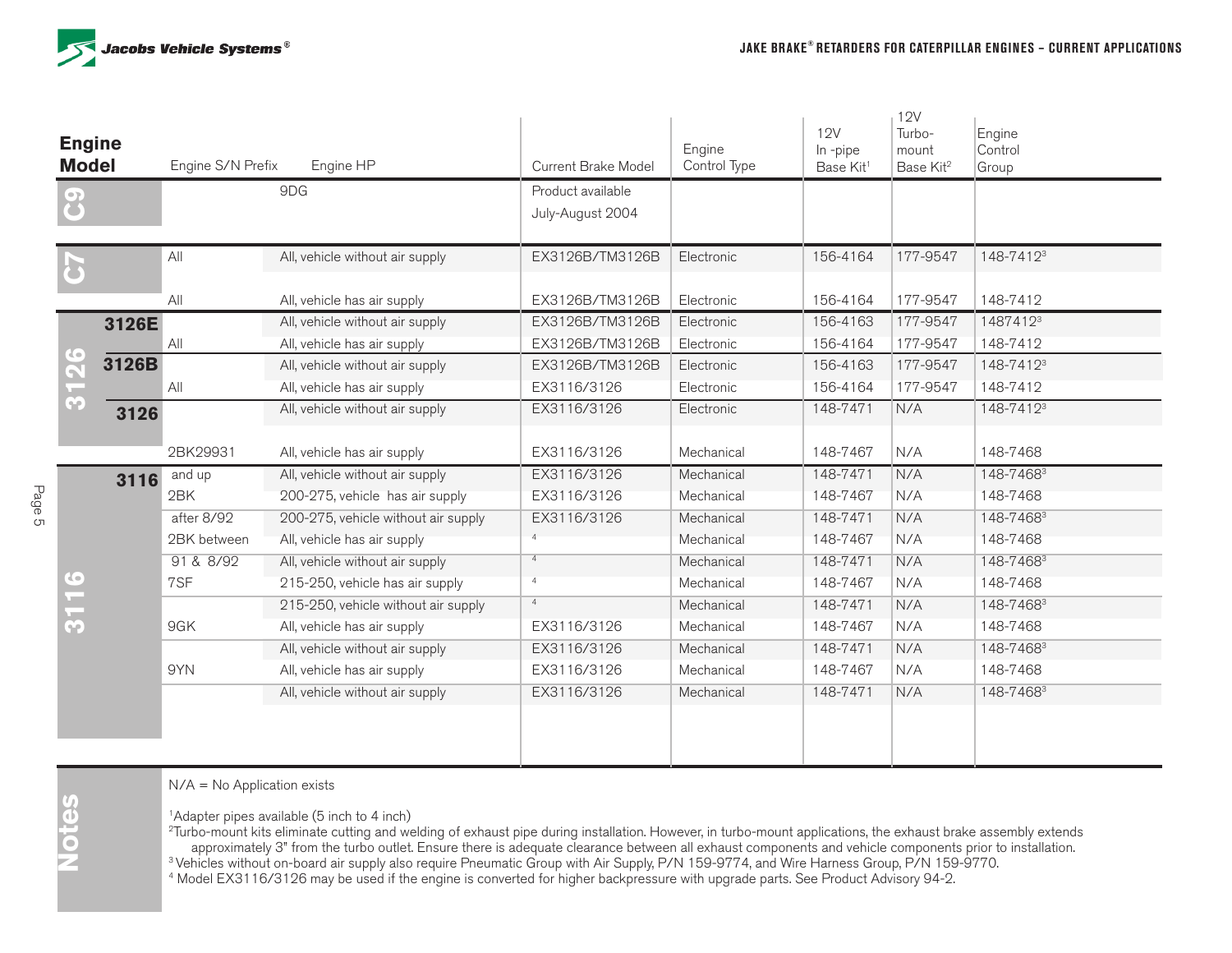| Engine Model | | Engine S/N Prefix | Engine HP | Current Brake Model | Engine Control Type | 12V In -pipe Base Kit[1] | 12V Turbo-mount Base Kit[2] | Engine Control Group |
|---|---|---|---|---|---|---|---|---|
| C9 | | | 9DG | Product available July-August 2004 | | | | |
| C7 | | All | All, vehicle without air supply | EX3126B/TM3126B | Electronic | 156-4164 | 177-9547 | 148-7412[3] |
| | | All | All, vehicle has air supply | EX3126B/TM3126B | Electronic | 156-4164 | 177-9547 | 148-7412 |
| 3126 | 3126E | | All, vehicle without air supply | EX3126B/TM3126B | Electronic | 156-4163 | 177-9547 | 1487412[3] |
| | | All | All, vehicle has air supply | EX3126B/TM3126B | Electronic | 156-4164 | 177-9547 | 148-7412 |
| | 3126B | | All, vehicle without air supply | EX3126B/TM3126B | Electronic | 156-4163 | 177-9547 | 148-7412[3] |
| | | All | All, vehicle has air supply | EX3116/3126 | Electronic | 156-4164 | 177-9547 | 148-7412 |
| | 3126 | | All, vehicle without air supply | EX3116/3126 | Electronic | 148-7471 | N/A | 148-7412[3] |
| | | 2BK29931 | All, vehicle has air supply | EX3116/3126 | Mechanical | 148-7467 | N/A | 148-7468 |
| 3116 | 3116 | and up | All, vehicle without air supply | EX3116/3126 | Mechanical | 148-7471 | N/A | 148-7468[3] |
| | | 2BK | 200-275, vehicle has air supply | EX3116/3126 | Mechanical | 148-7467 | N/A | 148-7468 |
| | | after 8/92 | 200-275, vehicle without air supply | EX3116/3126 | Mechanical | 148-7471 | N/A | 148-7468[3] |
| | | 2BK between | All, vehicle has air supply | [4] | Mechanical | 148-7467 | N/A | 148-7468 |
| | | 91 & 8/92 | All, vehicle without air supply | [4] | Mechanical | 148-7471 | N/A | 148-7468[3] |
| | | 7SF | 215-250, vehicle has air supply | [4] | Mechanical | 148-7467 | N/A | 148-7468 |
| | | | 215-250, vehicle without air supply | [4] | Mechanical | 148-7471 | N/A | 148-7468[3] |
| | | 9GK | All, vehicle has air supply | EX3116/3126 | Mechanical | 148-7467 | N/A | 148-7468 |
| | | | All, vehicle without air supply | EX3116/3126 | Mechanical | 148-7471 | N/A | 148-7468[3] |
| | | 9YN | All, vehicle has air supply | EX3116/3126 | Mechanical | 148-7467 | N/A | 148-7468 |
| | | | All, vehicle without air supply | EX3116/3126 | Mechanical | 148-7471 | N/A | 148-7468[3] |

**Notes**

N/A = No Application exists

[1] Adapter pipes available (5 inch to 4 inch)

[2] Turbo-mount kits eliminate cutting and welding of exhaust pipe during installation. However, in turbo-mount applications, the exhaust brake assembly extends approximately 3" from the turbo outlet. Ensure there is adequate clearance between all exhaust components and vehicle components prior to installation.

[3] Vehicles without on-board air supply also require Pneumatic Group with Air Supply, P/N 159-9774, and Wire Harness Group, P/N 159-9770.

[4] Model EX3116/3126 may be used if the engine is converted for higher backpressure with upgrade parts. See Product Advisory 94-2.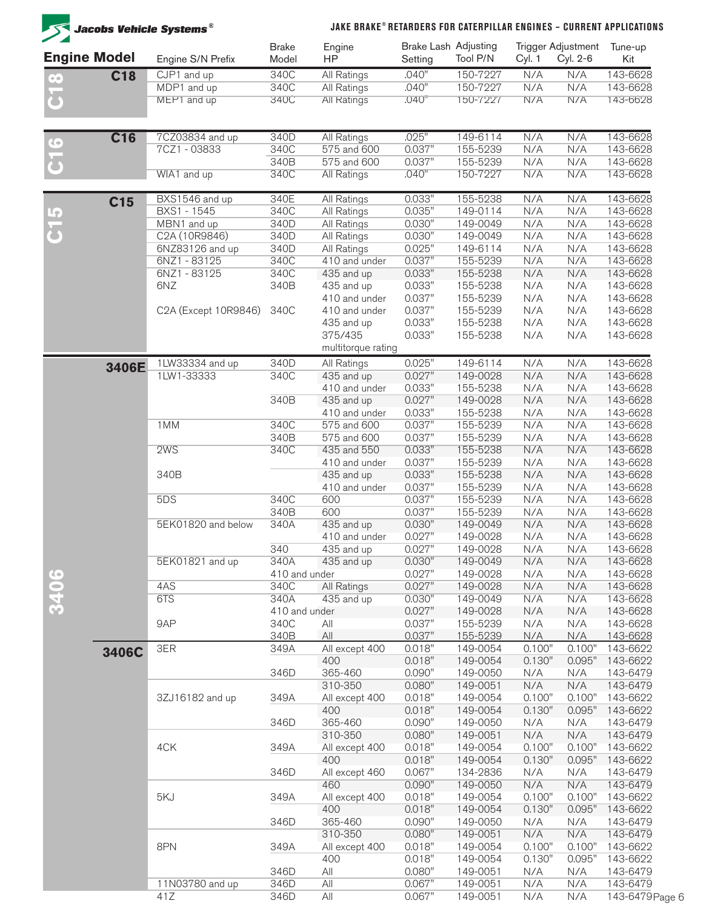# JAKE BRAKE® RETARDERS FOR CATERPILLAR ENGINES – CURRENT APPLICATIONS

| Engine Model | | Engine S/N Prefix | Brake Model | Engine HP | Brake Lash Setting | Adjusting Tool P/N | Trigger Adjustment Cyl. 1 | Trigger Adjustment Cyl. 2-6 | Tune-up Kit |
|---|---|---|---|---|---|---|---|---|---|
| C18 | C18 | CJP1 and up | 340C | All Ratings | .040" | 150-7227 | N/A | N/A | 143-6628 |
| | | MDP1 and up | 340C | All Ratings | .040" | 150-7227 | N/A | N/A | 143-6628 |
| | | MEP1 and up | 340C | All Ratings | .040" | 150-7227 | N/A | N/A | 143-6628 |
| C16 | C16 | 7CZ03834 and up | 340D | All Ratings | .025" | 149-6114 | N/A | N/A | 143-6628 |
| | | 7CZ1 - 03833 | 340C | 575 and 600 | 0.037" | 155-5239 | N/A | N/A | 143-6628 |
| | | | 340B | 575 and 600 | 0.037" | 155-5239 | N/A | N/A | 143-6628 |
| | | WIA1 and up | 340C | All Ratings | .040" | 150-7227 | N/A | N/A | 143-6628 |
| C15 | C15 | BXS1546 and up | 340E | All Ratings | 0.033" | 155-5238 | N/A | N/A | 143-6628 |
| | | BXS1 - 1545 | 340C | All Ratings | 0.035" | 149-0114 | N/A | N/A | 143-6628 |
| | | MBN1 and up | 340D | All Ratings | 0.030" | 149-0049 | N/A | N/A | 143-6628 |
| | | C2A (10R9846) | 340D | All Ratings | 0.030" | 149-0049 | N/A | N/A | 143-6628 |
| | | 6NZ83126 and up | 340D | All Ratings | 0.025" | 149-6114 | N/A | N/A | 143-6628 |
| | | 6NZ1 - 83125 | 340C | 410 and under | 0.037" | 155-5239 | N/A | N/A | 143-6628 |
| | | 6NZ1 - 83125 | 340C | 435 and up | 0.033" | 155-5238 | N/A | N/A | 143-6628 |
| | | 6NZ | 340B | 435 and up | 0.033" | 155-5238 | N/A | N/A | 143-6628 |
| | | | | 410 and under | 0.037" | 155-5239 | N/A | N/A | 143-6628 |
| | | C2A (Except 10R9846) | 340C | 410 and under | 0.037" | 155-5239 | N/A | N/A | 143-6628 |
| | | | | 435 and up | 0.033" | 155-5238 | N/A | N/A | 143-6628 |
| | | | | 375/435 multitorque rating | 0.033" | 155-5238 | N/A | N/A | 143-6628 |
| 3406 | 3406E | 1LW33334 and up | 340D | All Ratings | 0.025" | 149-6114 | N/A | N/A | 143-6628 |
| | | 1LW1-33333 | 340C | 435 and up | 0.027" | 149-0028 | N/A | N/A | 143-6628 |
| | | | | 410 and under | 0.033" | 155-5238 | N/A | N/A | 143-6628 |
| | | | 340B | 435 and up | 0.027" | 149-0028 | N/A | N/A | 143-6628 |
| | | | | 410 and under | 0.033" | 155-5238 | N/A | N/A | 143-6628 |
| | | 1MM | 340C | 575 and 600 | 0.037" | 155-5239 | N/A | N/A | 143-6628 |
| | | | 340B | 575 and 600 | 0.037" | 155-5239 | N/A | N/A | 143-6628 |
| | | 2WS | 340C | 435 and 550 | 0.033" | 155-5238 | N/A | N/A | 143-6628 |
| | | | | 410 and under | 0.037" | 155-5239 | N/A | N/A | 143-6628 |
| | | 340B | | 435 and up | 0.033" | 155-5238 | N/A | N/A | 143-6628 |
| | | | | 410 and under | 0.037" | 155-5239 | N/A | N/A | 143-6628 |
| | | 5DS | 340C | 600 | 0.037" | 155-5239 | N/A | N/A | 143-6628 |
| | | | 340B | 600 | 0.037" | 155-5239 | N/A | N/A | 143-6628 |
| | | 5EK01820 and below | 340A | 435 and up | 0.030" | 149-0049 | N/A | N/A | 143-6628 |
| | | | | 410 and under | 0.027" | 149-0028 | N/A | N/A | 143-6628 |
| | | | 340 | 435 and up | 0.027" | 149-0028 | N/A | N/A | 143-6628 |
| | | 5EK01821 and up | 340A | 435 and up | 0.030" | 149-0049 | N/A | N/A | 143-6628 |
| | | | 410 and under | | 0.027" | 149-0028 | N/A | N/A | 143-6628 |
| | | 4AS | 340C | All Ratings | 0.027" | 149-0028 | N/A | N/A | 143-6628 |
| | | 6TS | 340A | 435 and up | 0.030" | 149-0049 | N/A | N/A | 143-6628 |
| | | | 410 and under | | 0.027" | 149-0028 | N/A | N/A | 143-6628 |
| | | 9AP | 340C | All | 0.037" | 155-5239 | N/A | N/A | 143-6628 |
| | | | 340B | All | 0.037" | 155-5239 | N/A | N/A | 143-6628 |
| | 3406C | 3ER | 349A | All except 400 | 0.018" | 149-0054 | 0.100" | 0.100" | 143-6622 |
| | | | | 400 | 0.018" | 149-0054 | 0.130" | 0.095" | 143-6622 |
| | | | 346D | 365-460 | 0.090" | 149-0050 | N/A | N/A | 143-6479 |
| | | | | 310-350 | 0.080" | 149-0051 | N/A | N/A | 143-6479 |
| | | 3ZJ16182 and up | 349A | All except 400 | 0.018" | 149-0054 | 0.100" | 0.100" | 143-6622 |
| | | | | 400 | 0.018" | 149-0054 | 0.130" | 0.095" | 143-6622 |
| | | | 346D | 365-460 | 0.090" | 149-0050 | N/A | N/A | 143-6479 |
| | | | | 310-350 | 0.080" | 149-0051 | N/A | N/A | 143-6479 |
| | | 4CK | 349A | All except 400 | 0.018" | 149-0054 | 0.100" | 0.100" | 143-6622 |
| | | | | 400 | 0.018" | 149-0054 | 0.130" | 0.095" | 143-6622 |
| | | | 346D | All except 460 | 0.067" | 134-2836 | N/A | N/A | 143-6479 |
| | | | | 460 | 0.090" | 149-0050 | N/A | N/A | 143-6479 |
| | | 5KJ | 349A | All except 400 | 0.018" | 149-0054 | 0.100" | 0.100" | 143-6622 |
| | | | | 400 | 0.018" | 149-0054 | 0.130" | 0.095" | 143-6622 |
| | | | 346D | 365-460 | 0.090" | 149-0050 | N/A | N/A | 143-6479 |
| | | | | 310-350 | 0.080" | 149-0051 | N/A | N/A | 143-6479 |
| | | 8PN | 349A | All except 400 | 0.018" | 149-0054 | 0.100" | 0.100" | 143-6622 |
| | | | | 400 | 0.018" | 149-0054 | 0.130" | 0.095" | 143-6622 |
| | | | 346D | All | 0.080" | 149-0051 | N/A | N/A | 143-6479 |
| | | 11N03780 and up | 346D | All | 0.067" | 149-0051 | N/A | N/A | 143-6479 |
| | | 41Z | 346D | All | 0.067" | 149-0051 | N/A | N/A | 143-6479 |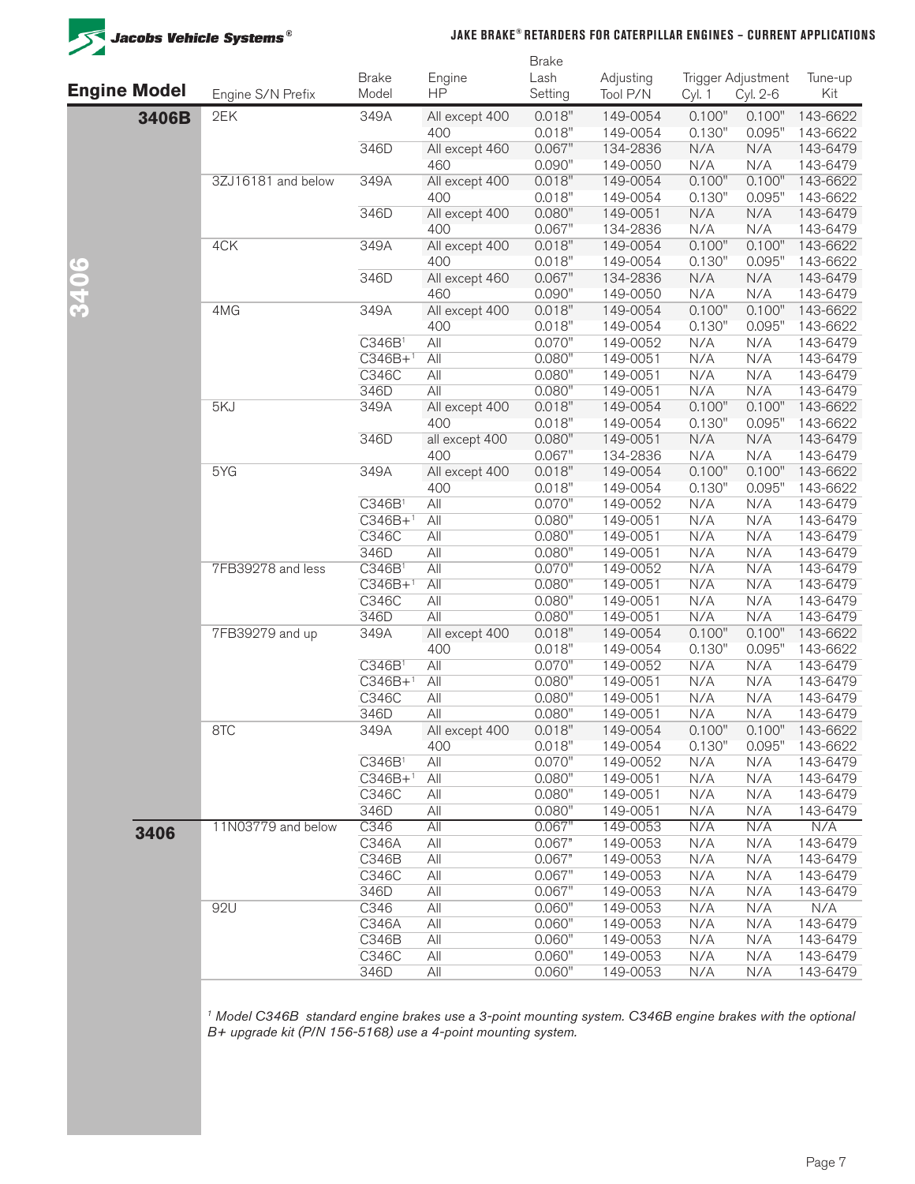# JAKE BRAKE® RETARDERS FOR CATERPILLAR ENGINES – CURRENT APPLICATIONS

| Engine Model | Engine S/N Prefix | Brake Model | Engine HP | Brake Lash Setting | Adjusting Tool P/N | Trigger Adjustment Cyl. 1 | Trigger Adjustment Cyl. 2-6 | Tune-up Kit |
|---|---|---|---|---|---|---|---|---|
| 3406B | 2EK | 349A | All except 400 | 0.018" | 149-0054 | 0.100" | 0.100" | 143-6622 |
| | | | 400 | 0.018" | 149-0054 | 0.130" | 0.095" | 143-6622 |
| | | 346D | All except 460 | 0.067" | 134-2836 | N/A | N/A | 143-6479 |
| | | | 460 | 0.090" | 149-0050 | N/A | N/A | 143-6479 |
| | 3ZJ16181 and below | 349A | All except 400 | 0.018" | 149-0054 | 0.100" | 0.100" | 143-6622 |
| | | | 400 | 0.018" | 149-0054 | 0.130" | 0.095" | 143-6622 |
| | | 346D | All except 400 | 0.080" | 149-0051 | N/A | N/A | 143-6479 |
| | | | 400 | 0.067" | 134-2836 | N/A | N/A | 143-6479 |
| | 4CK | 349A | All except 400 | 0.018" | 149-0054 | 0.100" | 0.100" | 143-6622 |
| | | | 400 | 0.018" | 149-0054 | 0.130" | 0.095" | 143-6622 |
| | | 346D | All except 460 | 0.067" | 134-2836 | N/A | N/A | 143-6479 |
| | | | 460 | 0.090" | 149-0050 | N/A | N/A | 143-6479 |
| | 4MG | 349A | All except 400 | 0.018" | 149-0054 | 0.100" | 0.100" | 143-6622 |
| | | | 400 | 0.018" | 149-0054 | 0.130" | 0.095" | 143-6622 |
| | | C346B[1] | All | 0.070" | 149-0052 | N/A | N/A | 143-6479 |
| | | C346B+[1] | All | 0.080" | 149-0051 | N/A | N/A | 143-6479 |
| | | C346C | All | 0.080" | 149-0051 | N/A | N/A | 143-6479 |
| | | 346D | All | 0.080" | 149-0051 | N/A | N/A | 143-6479 |
| | 5KJ | 349A | All except 400 | 0.018" | 149-0054 | 0.100" | 0.100" | 143-6622 |
| | | | 400 | 0.018" | 149-0054 | 0.130" | 0.095" | 143-6622 |
| | | 346D | all except 400 | 0.080" | 149-0051 | N/A | N/A | 143-6479 |
| | | | 400 | 0.067" | 134-2836 | N/A | N/A | 143-6479 |
| | 5YG | 349A | All except 400 | 0.018" | 149-0054 | 0.100" | 0.100" | 143-6622 |
| | | | 400 | 0.018" | 149-0054 | 0.130" | 0.095" | 143-6622 |
| | | C346B[1] | All | 0.070" | 149-0052 | N/A | N/A | 143-6479 |
| | | C346B+[1] | All | 0.080" | 149-0051 | N/A | N/A | 143-6479 |
| | | C346C | All | 0.080" | 149-0051 | N/A | N/A | 143-6479 |
| | | 346D | All | 0.080" | 149-0051 | N/A | N/A | 143-6479 |
| | 7FB39278 and less | C346B[1] | All | 0.070" | 149-0052 | N/A | N/A | 143-6479 |
| | | C346B+[1] | All | 0.080" | 149-0051 | N/A | N/A | 143-6479 |
| | | C346C | All | 0.080" | 149-0051 | N/A | N/A | 143-6479 |
| | | 346D | All | 0.080" | 149-0051 | N/A | N/A | 143-6479 |
| | 7FB39279 and up | 349A | All except 400 | 0.018" | 149-0054 | 0.100" | 0.100" | 143-6622 |
| | | | 400 | 0.018" | 149-0054 | 0.130" | 0.095" | 143-6622 |
| | | C346B[1] | All | 0.070" | 149-0052 | N/A | N/A | 143-6479 |
| | | C346B+[1] | All | 0.080" | 149-0051 | N/A | N/A | 143-6479 |
| | | C346C | All | 0.080" | 149-0051 | N/A | N/A | 143-6479 |
| | | 346D | All | 0.080" | 149-0051 | N/A | N/A | 143-6479 |
| | 8TC | 349A | All except 400 | 0.018" | 149-0054 | 0.100" | 0.100" | 143-6622 |
| | | | 400 | 0.018" | 149-0054 | 0.130" | 0.095" | 143-6622 |
| | | C346B[1] | All | 0.070" | 149-0052 | N/A | N/A | 143-6479 |
| | | C346B+[1] | All | 0.080" | 149-0051 | N/A | N/A | 143-6479 |
| | | C346C | All | 0.080" | 149-0051 | N/A | N/A | 143-6479 |
| | | 346D | All | 0.080" | 149-0051 | N/A | N/A | 143-6479 |
| 3406 | 11N03779 and below | C346 | All | 0.067" | 149-0053 | N/A | N/A | N/A |
| | | C346A | All | 0.067" | 149-0053 | N/A | N/A | 143-6479 |
| | | C346B | All | 0.067" | 149-0053 | N/A | N/A | 143-6479 |
| | | C346C | All | 0.067" | 149-0053 | N/A | N/A | 143-6479 |
| | | 346D | All | 0.067" | 149-0053 | N/A | N/A | 143-6479 |
| | 92U | C346 | All | 0.060" | 149-0053 | N/A | N/A | N/A |
| | | C346A | All | 0.060" | 149-0053 | N/A | N/A | 143-6479 |
| | | C346B | All | 0.060" | 149-0053 | N/A | N/A | 143-6479 |
| | | C346C | All | 0.060" | 149-0053 | N/A | N/A | 143-6479 |
| | | 346D | All | 0.060" | 149-0053 | N/A | N/A | 143-6479 |

*[1] Model C346B standard engine brakes use a 3-point mounting system. C346B engine brakes with the optional B+ upgrade kit (P/N 156-5168) use a 4-point mounting system.*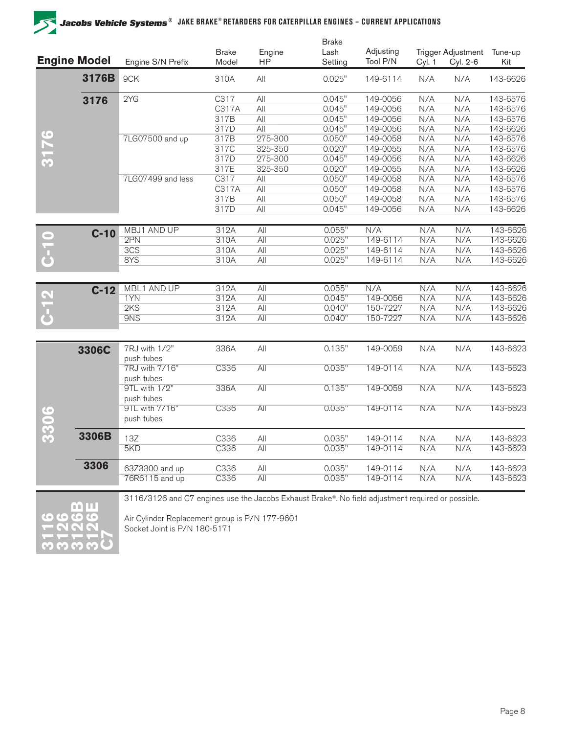| Engine Model | | Engine S/N Prefix | Brake Model | Engine HP | Brake Lash Setting | Adjusting Tool P/N | Trigger Adjustment Cyl. 1 | Trigger Adjustment Cyl. 2-6 | Tune-up Kit |
|---|---|---|---|---|---|---|---|---|---|
| 3176 | 3176B | 9CK | 310A | All | 0.025" | 149-6114 | N/A | N/A | 143-6626 |
| 3176 | 3176 | 2YG | C317 | All | 0.045" | 149-0056 | N/A | N/A | 143-6576 |
| | | | C317A | All | 0.045" | 149-0056 | N/A | N/A | 143-6576 |
| | | | 317B | All | 0.045" | 149-0056 | N/A | N/A | 143-6576 |
| | | | 317D | All | 0.045" | 149-0056 | N/A | N/A | 143-6626 |
| | | 7LG07500 and up | 317B | 275-300 | 0.050" | 149-0058 | N/A | N/A | 143-6576 |
| | | | 317C | 325-350 | 0.020" | 149-0055 | N/A | N/A | 143-6576 |
| | | | 317D | 275-300 | 0.045" | 149-0056 | N/A | N/A | 143-6626 |
| | | | 317E | 325-350 | 0.020" | 149-0055 | N/A | N/A | 143-6626 |
| | | 7LG07499 and less | C317 | All | 0.050" | 149-0058 | N/A | N/A | 143-6576 |
| | | | C317A | All | 0.050" | 149-0058 | N/A | N/A | 143-6576 |
| | | | 317B | All | 0.050" | 149-0058 | N/A | N/A | 143-6576 |
| | | | 317D | All | 0.045" | 149-0056 | N/A | N/A | 143-6626 |
| C-10 | C-10 | MBJ1 AND UP | 312A | All | 0.055" | N/A | N/A | N/A | 143-6626 |
| | | 2PN | 310A | All | 0.025" | 149-6114 | N/A | N/A | 143-6626 |
| | | 3CS | 310A | All | 0.025" | 149-6114 | N/A | N/A | 143-6626 |
| | | 8YS | 310A | All | 0.025" | 149-6114 | N/A | N/A | 143-6626 |
| C-12 | C-12 | MBL1 AND UP | 312A | All | 0.055" | N/A | N/A | N/A | 143-6626 |
| | | 1YN | 312A | All | 0.045" | 149-0056 | N/A | N/A | 143-6626 |
| | | 2KS | 312A | All | 0.040" | 150-7227 | N/A | N/A | 143-6626 |
| | | 9NS | 312A | All | 0.040" | 150-7227 | N/A | N/A | 143-6626 |
| 3306 | 3306C | 7RJ with 1/2" push tubes | 336A | All | 0.135" | 149-0059 | N/A | N/A | 143-6623 |
| | | 7RJ with 7/16" push tubes | C336 | All | 0.035" | 149-0114 | N/A | N/A | 143-6623 |
| | | 9TL with 1/2" push tubes | 336A | All | 0.135" | 149-0059 | N/A | N/A | 143-6623 |
| | | 9TL with 7/16" push tubes | C336 | All | 0.035" | 149-0114 | N/A | N/A | 143-6623 |
| | 3306B | 13Z | C336 | All | 0.035" | 149-0114 | N/A | N/A | 143-6623 |
| | | 5KD | C336 | All | 0.035" | 149-0114 | N/A | N/A | 143-6623 |
| | 3306 | 63Z3300 and up | C336 | All | 0.035" | 149-0114 | N/A | N/A | 143-6623 |
| | | 76R6115 and up | C336 | All | 0.035" | 149-0114 | N/A | N/A | 143-6623 |

**3116 / 3126 / 3126B / 3126E / C7**

3116/3126 and C7 engines use the Jacobs Exhaust Brake®. No field adjustment required or possible.

Air Cylinder Replacement group is P/N 177-9601

Socket Joint is P/N 180-5171